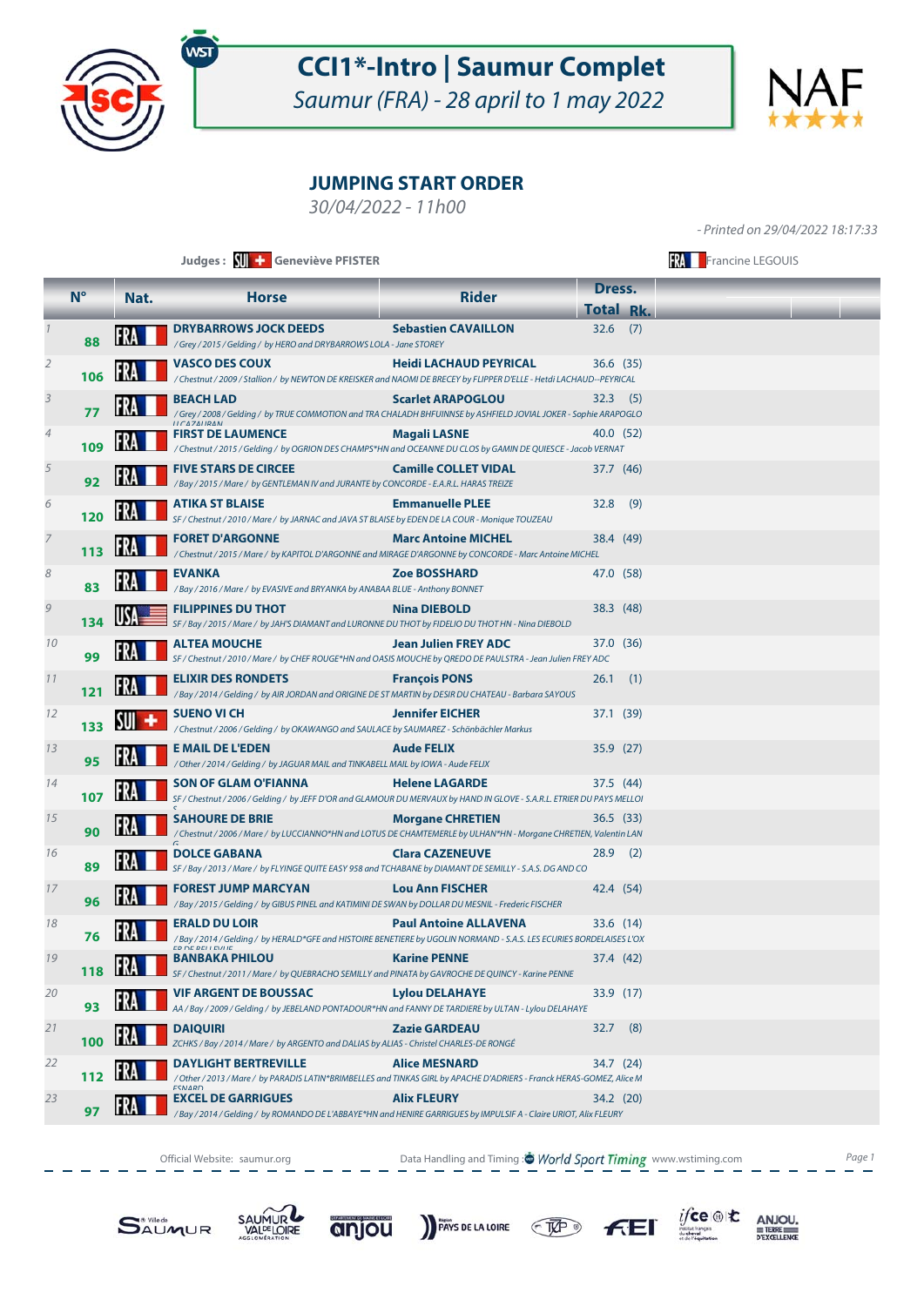# CCI1*-Intro | Saumur Complet

*Saumur (FRA) - 28 april to 1 may 2022*

## JUMPING START ORDER

*30/04/2022 - 11h00*

*- Printed on 29/04/2022 18:17:33*

**Judges :** SUI Geneviève PFISTER — FRA Francine LEGOUIS

| | N° | Nat. | Horse | Rider | Dress. Total | Rk. |
|---|---|---|---|---|---|---|
| 1 | 88 | FRA | **DRYBARROWS JOCK DEEDS** / Grey / 2015 / Gelding / by HERO and DRYBARROWS LOLA - Jane STOREY | **Sebastien CAVAILLON** | 32.6 | (7) |
| 2 | 106 | FRA | **VASCO DES COUX** / Chestnut / 2009 / Stallion / by NEWTON DE KREISKER and NAOMI DE BRECEY by FLIPPER D'ELLE - Hetdi LACHAUD--PEYRICAL | **Heidi LACHAUD PEYRICAL** | 36.6 | (35) |
| 3 | 77 | FRA | **BEACH LAD** / Grey / 2008 / Gelding / by TRUE COMMOTION and TRA CHALADH BHFUINNSE by ASHFIELD JOVIAL JOKER - Sophie ARAPOGLO U CAZAURAN | **Scarlet ARAPOGLOU** | 32.3 | (5) |
| 4 | 109 | FRA | **FIRST DE LAUMENCE** / Chestnut / 2015 / Gelding / by OGRION DES CHAMPS*HN and OCEANNE DU CLOS by GAMIN DE QUIESCE - Jacob VERNAT | **Magali LASNE** | 40.0 | (52) |
| 5 | 92 | FRA | **FIVE STARS DE CIRCEE** / Bay / 2015 / Mare / by GENTLEMAN IV and JURANTE by CONCORDE - E.A.R.L. HARAS TREIZE | **Camille COLLET VIDAL** | 37.7 | (46) |
| 6 | 120 | FRA | **ATIKA ST BLAISE** SF / Chestnut / 2010 / Mare / by JARNAC and JAVA ST BLAISE by EDEN DE LA COUR - Monique TOUZEAU | **Emmanuelle PLEE** | 32.8 | (9) |
| 7 | 113 | FRA | **FORET D'ARGONNE** / Chestnut / 2015 / Mare / by KAPITOL D'ARGONNE and MIRAGE D'ARGONNE by CONCORDE - Marc Antoine MICHEL | **Marc Antoine MICHEL** | 38.4 | (49) |
| 8 | 83 | FRA | **EVANKA** / Bay / 2016 / Mare / by EVASIVE and BRYANKA by ANABAA BLUE - Anthony BONNET | **Zoe BOSSHARD** | 47.0 | (58) |
| 9 | 134 | USA | **FILIPPINES DU THOT** SF / Bay / 2015 / Mare / by JAH'S DIAMANT and LURONNE DU THOT by FIDELIO DU THOT HN - Nina DIEBOLD | **Nina DIEBOLD** | 38.3 | (48) |
| 10 | 99 | FRA | **ALTEA MOUCHE** SF / Chestnut / 2010 / Mare / by CHEF ROUGE*HN and OASIS MOUCHE by QREDO DE PAULSTRA - Jean Julien FREY ADC | **Jean Julien FREY ADC** | 37.0 | (36) |
| 11 | 121 | FRA | **ELIXIR DES RONDETS** / Bay / 2014 / Gelding / by AIR JORDAN and ORIGINE DE ST MARTIN by DESIR DU CHATEAU - Barbara SAYOUS | **François PONS** | 26.1 | (1) |
| 12 | 133 | SUI | **SUENO VI CH** / Chestnut / 2006 / Gelding / by OKAWANGO and SAULACE by SAUMAREZ - Schönbächler Markus | **Jennifer EICHER** | 37.1 | (39) |
| 13 | 95 | FRA | **E MAIL DE L'EDEN** / Other / 2014 / Gelding / by JAGUAR MAIL and TINKABELL MAIL by IOWA - Aude FELIX | **Aude FELIX** | 35.9 | (27) |
| 14 | 107 | FRA | **SON OF GLAM O'FIANNA** SF / Chestnut / 2006 / Gelding / by JEFF D'OR and GLAMOUR DU MERVAUX by HAND IN GLOVE - S.A.R.L. ETRIER DU PAYS MELLOIS | **Helene LAGARDE** | 37.5 | (44) |
| 15 | 90 | FRA | **SAHOURE DE BRIE** / Chestnut / 2006 / Mare / by LUCCIANNO*HN and LOTUS DE CHAMTEMERLE by ULHAN*HN - Morgane CHRETIEN, Valentin LANG | **Morgane CHRETIEN** | 36.5 | (33) |
| 16 | 89 | FRA | **DOLCE GABANA** SF / Bay / 2013 / Mare / by FLYINGE QUITE EASY 958 and TCHABANE by DIAMANT DE SEMILLY - S.A.S. DG AND CO | **Clara CAZENEUVE** | 28.9 | (2) |
| 17 | 96 | FRA | **FOREST JUMP MARCYAN** / Bay / 2015 / Gelding / by GIBUS PINEL and KATIMINI DE SWAN by DOLLAR DU MESNIL - Frederic FISCHER | **Lou Ann FISCHER** | 42.4 | (54) |
| 18 | 76 | FRA | **ERALD DU LOIR** / Bay / 2014 / Gelding / by HERALD*GFE and HISTOIRE BENETIERE by UGOLIN NORMAND - S.A.S. LES ECURIES BORDELAISES L'OX ER DE BELLEVILLE | **Paul Antoine ALLAVENA** | 33.6 | (14) |
| 19 | 118 | FRA | **BANBAKA PHILOU** SF / Chestnut / 2011 / Mare / by QUEBRACHO SEMILLY and PINATA by GAVROCHE DE QUINCY - Karine PENNE | **Karine PENNE** | 37.4 | (42) |
| 20 | 93 | FRA | **VIF ARGENT DE BOUSSAC** AA / Bay / 2009 / Gelding / by JEBELAND PONTADOUR*HN and FANNY DE TARDIERE by ULTAN - Lylou DELAHAYE | **Lylou DELAHAYE** | 33.9 | (17) |
| 21 | 100 | FRA | **DAIQUIRI** ZCHKS / Bay / 2014 / Mare / by ARGENTO and DALIAS by ALIAS - Christel CHARLES-DE RONGÉ | **Zazie GARDEAU** | 32.7 | (8) |
| 22 | 112 | FRA | **DAYLIGHT BERTREVILLE** / Other / 2013 / Mare / by PARADIS LATIN*BRIMBELLES and TINKAS GIRL by APACHE D'ADRIERS - Franck HERAS-GOMEZ, Alice M ESNARD | **Alice MESNARD** | 34.7 | (24) |
| 23 | 97 | FRA | **EXCEL DE GARRIGUES** / Bay / 2014 / Gelding / by ROMANDO DE L'ABBAYE*HN and HENIRE GARRIGUES by IMPULSIF A - Claire URIOT, Alix FLEURY | **Alix FLEURY** | 34.2 | (20) |

Official Website: saumur.org — Data Handling and Timing : World Sport Timing www.wstiming.com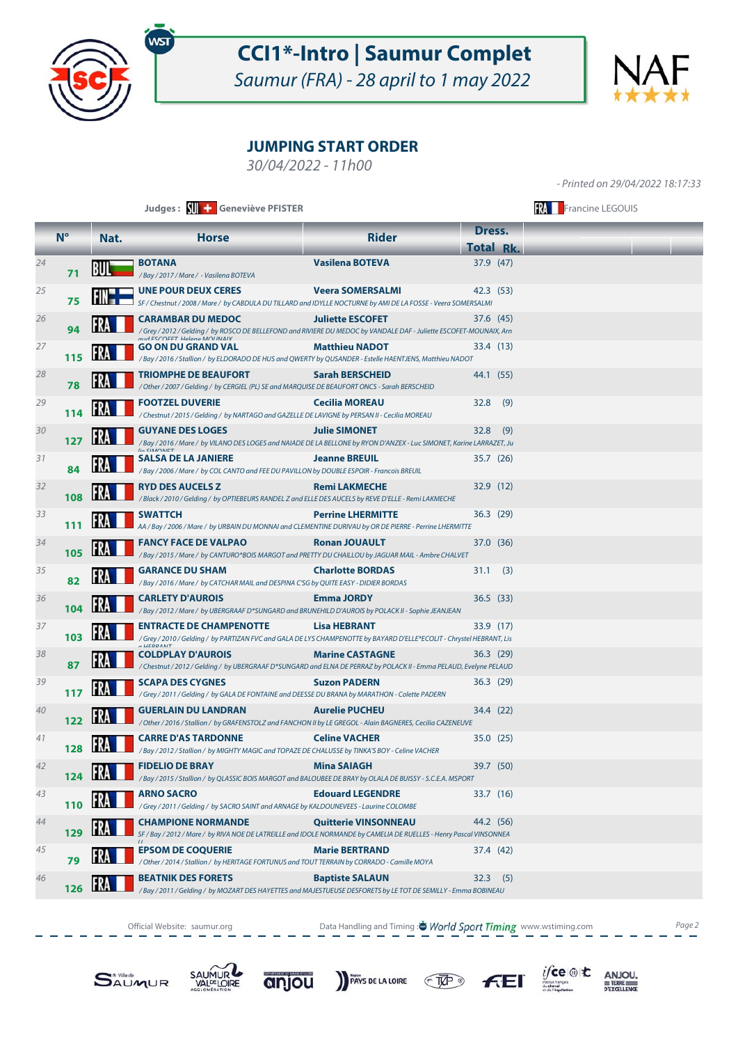# CCI1*-Intro | Saumur Complet

*Saumur (FRA) - 28 april to 1 may 2022*

## JUMPING START ORDER

*30/04/2022 - 11h00*

*- Printed on 29/04/2022 18:17:33*

**Judges :** SUI Geneviève PFISTER — FRA Francine LEGOUIS

| | N° | Nat. | Horse | Rider | Dress. Total | Rk. |
|---|---|---|---|---|---|---|
| 24 | 71 | BUL | **BOTANA**<br>*/ Bay / 2017 / Mare / - Vasilena BOTEVA* | **Vasilena BOTEVA** | 37.9 | (47) |
| 25 | 75 | FIN | **UNE POUR DEUX CERES**<br>*SF / Chestnut / 2008 / Mare / by CABDULA DU TILLARD and IDYLLE NOCTURNE by AMI DE LA FOSSE - Veera SOMERSALMI* | **Veera SOMERSALMI** | 42.3 | (53) |
| 26 | 94 | FRA | **CARAMBAR DU MEDOC**<br>*/ Grey / 2012 / Gelding / by ROSCO DE BELLEFOND and RIVIERE DU MEDOC by VANDALE DAF - Juliette ESCOFET-MOUNAIX, Arnaud ESCOFET, Helene MOUNAIX* | **Juliette ESCOFET** | 37.6 | (45) |
| 27 | 115 | FRA | **GO ON DU GRAND VAL**<br>*/ Bay / 2016 / Stallion / by ELDORADO DE HUS and QWERTY by QUSANDER - Estelle HAENTJENS, Matthieu NADOT* | **Matthieu NADOT** | 33.4 | (13) |
| 28 | 78 | FRA | **TRIOMPHE DE BEAUFORT**<br>*/ Other / 2007 / Gelding / by CERGIEL (PL) SE and MARQUISE DE BEAUFORT ONCS - Sarah BERSCHEID* | **Sarah BERSCHEID** | 44.1 | (55) |
| 29 | 114 | FRA | **FOOTZEL DUVERIE**<br>*/ Chestnut / 2015 / Gelding / by NARTAGO and GAZELLE DE LAVIGNE by PERSAN II - Cecilia MOREAU* | **Cecilia MOREAU** | 32.8 | (9) |
| 30 | 127 | FRA | **GUYANE DES LOGES**<br>*/ Bay / 2016 / Mare / by VILANO DES LOGES and NAIADE DE LA BELLONE by RYON D'ANZEX - Luc SIMONET, Karine LARRAZET, Julie SIMONET* | **Julie SIMONET** | 32.8 | (9) |
| 31 | 84 | FRA | **SALSA DE LA JANIERE**<br>*/ Bay / 2006 / Mare / by COL CANTO and FEE DU PAVILLON by DOUBLE ESPOIR - Francois BREUIL* | **Jeanne BREUIL** | 35.7 | (26) |
| 32 | 108 | FRA | **RYD DES AUCELS Z**<br>*/ Black / 2010 / Gelding / by OPTIEBEURS RANDEL Z and ELLE DES AUCELS by REVE D'ELLE - Remi LAKMECHE* | **Remi LAKMECHE** | 32.9 | (12) |
| 33 | 111 | FRA | **SWATTCH**<br>*AA / Bay / 2006 / Mare / by URBAIN DU MONNAI and CLEMENTINE DURIVAU by OR DE PIERRE - Perrine LHERMITTE* | **Perrine LHERMITTE** | 36.3 | (29) |
| 34 | 105 | FRA | **FANCY FACE DE VALPAO**<br>*/ Bay / 2015 / Mare / by CANTURO*BOIS MARGOT and PRETTY DU CHAILLOU by JAGUAR MAIL - Ambre CHALVET* | **Ronan JOUAULT** | 37.0 | (36) |
| 35 | 82 | FRA | **GARANCE DU SHAM**<br>*/ Bay / 2016 / Mare / by CATCHAR MAIL and DESPINA C'SG by QUITE EASY - DIDIER BORDAS* | **Charlotte BORDAS** | 31.1 | (3) |
| 36 | 104 | FRA | **CARLETY D'AUROIS**<br>*/ Bay / 2012 / Mare / by UBERGRAAF D*SUNGARD and BRUNEHILD D'AUROIS by POLACK II - Sophie JEANJEAN* | **Emma JORDY** | 36.5 | (33) |
| 37 | 103 | FRA | **ENTRACTE DE CHAMPENOTTE**<br>*/ Grey / 2010 / Gelding / by PARTIZAN FVC and GALA DE LYS CHAMPENOTTE by BAYARD D'ELLE*ECOLIT - Chrystel HEBRANT, Lisa HEBRANT* | **Lisa HEBRANT** | 33.9 | (17) |
| 38 | 87 | FRA | **COLDPLAY D'AUROIS**<br>*/ Chestnut / 2012 / Gelding / by UBERGRAAF D*SUNGARD and ELNA DE PERRAZ by POLACK II - Emma PELAUD, Evelyne PELAUD* | **Marine CASTAGNE** | 36.3 | (29) |
| 39 | 117 | FRA | **SCAPA DES CYGNES**<br>*/ Grey / 2011 / Gelding / by GALA DE FONTAINE and DEESSE DU BRANA by MARATHON - Colette PADERN* | **Suzon PADERN** | 36.3 | (29) |
| 40 | 122 | FRA | **GUERLAIN DU LANDRAN**<br>*/ Other / 2016 / Stallion / by GRAFENSTOLZ and FANCHON II by LE GREGOL - Alain BAGNERES, Cecilia CAZENEUVE* | **Aurelie PUCHEU** | 34.4 | (22) |
| 41 | 128 | FRA | **CARRE D'AS TARDONNE**<br>*/ Bay / 2012 / Stallion / by MIGHTY MAGIC and TOPAZE DE CHALUSSE by TINKA'S BOY - Celine VACHER* | **Celine VACHER** | 35.0 | (25) |
| 42 | 124 | FRA | **FIDELIO DE BRAY**<br>*/ Bay / 2015 / Stallion / by QLASSIC BOIS MARGOT and BALOUBEE DE BRAY by OLALA DE BUISSY - S.C.E.A. MSPORT* | **Mina SAIAGH** | 39.7 | (50) |
| 43 | 110 | FRA | **ARNO SACRO**<br>*/ Grey / 2011 / Gelding / by SACRO SAINT and ARNAGE by KALDOUNEVEES - Laurine COLOMBE* | **Edouard LEGENDRE** | 33.7 | (16) |
| 44 | 129 | FRA | **CHAMPIONE NORMANDE**<br>*SF / Bay / 2012 / Mare / by RIVA NOE DE LATREILLE and IDOLE NORMANDE by CAMELIA DE RUELLES - Henry Pascal VINSONNEAU* | **Quitterie VINSONNEAU** | 44.2 | (56) |
| 45 | 79 | FRA | **EPSOM DE COQUERIE**<br>*/ Other / 2014 / Stallion / by HERITAGE FORTUNUS and TOUT TERRAIN by CORRADO - Camille MOYA* | **Marie BERTRAND** | 37.4 | (42) |
| 46 | 126 | FRA | **BEATNIK DES FORETS**<br>*/ Bay / 2011 / Gelding / by MOZART DES HAYETTES and MAJESTUEUSE DESFORETS by LE TOT DE SEMILLY - Emma BOBINEAU* | **Baptiste SALAUN** | 32.3 | (5) |

Official Website: saumur.org — Data Handling and Timing : World Sport Timing www.wstiming.com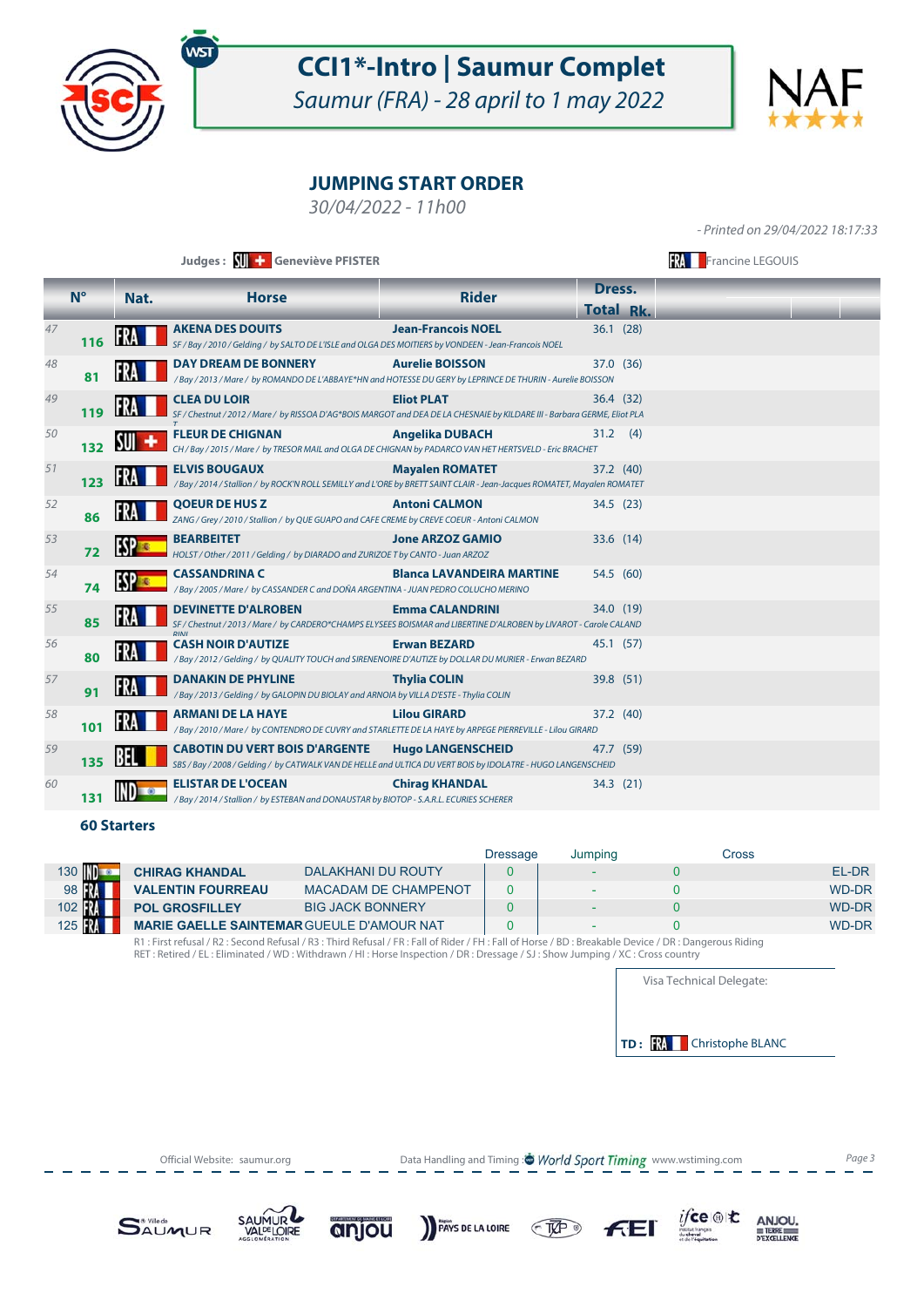# CCI1*-Intro | Saumur Complet

*Saumur (FRA) - 28 april to 1 may 2022*

## JUMPING START ORDER

*30/04/2022 - 11h00*

*- Printed on 29/04/2022 18:17:33*

**Judges :** SUI **Geneviève PFISTER** — FRA Francine LEGOUIS

| | N° | Nat. | Horse | Rider | Dress. Total | Rk. |
|---|---|---|---|---|---|---|
| 47 | 116 | FRA | **AKENA DES DOUITS**<br>*SF / Bay / 2010 / Gelding / by SALTO DE L'ISLE and OLGA DES MOITIERS by VONDEEN - Jean-Francois NOEL* | **Jean-Francois NOEL** | 36.1 | (28) |
| 48 | 81 | FRA | **DAY DREAM DE BONNERY**<br>*/ Bay / 2013 / Mare / by ROMANDO DE L'ABBAYE*HN and HOTESSE DU GERY by LEPRINCE DE THURIN - Aurelie BOISSON* | **Aurelie BOISSON** | 37.0 | (36) |
| 49 | 119 | FRA | **CLEA DU LOIR**<br>*SF / Chestnut / 2012 / Mare / by RISSOA D'AG*BOIS MARGOT and DEA DE LA CHESNAIE by KILDARE III - Barbara GERME, Eliot PLAT* | **Eliot PLAT** | 36.4 | (32) |
| 50 | 132 | SUI | **FLEUR DE CHIGNAN**<br>*CH / Bay / 2015 / Mare / by TRESOR MAIL and OLGA DE CHIGNAN by PADARCO VAN HET HERTSVELD - Eric BRACHET* | **Angelika DUBACH** | 31.2 | (4) |
| 51 | 123 | FRA | **ELVIS BOUGAUX**<br>*/ Bay / 2014 / Stallion / by ROCK'N ROLL SEMILLY and L'ORE by BRETT SAINT CLAIR - Jean-Jacques ROMATET, Mayalen ROMATET* | **Mayalen ROMATET** | 37.2 | (40) |
| 52 | 86 | FRA | **QOEUR DE HUS Z**<br>*ZANG / Grey / 2010 / Stallion / by QUE GUAPO and CAFE CREME by CREVE COEUR - Antoni CALMON* | **Antoni CALMON** | 34.5 | (23) |
| 53 | 72 | ESP | **BEARBEITET**<br>*HOLST / Other / 2011 / Gelding / by DIARADO and ZURIZOE T by CANTO - Juan ARZOZ* | **Jone ARZOZ GAMIO** | 33.6 | (14) |
| 54 | 74 | ESP | **CASSANDRINA C**<br>*/ Bay / 2005 / Mare / by CASSANDER C and DOÑA ARGENTINA - JUAN PEDRO COLUCHO MERINO* | **Blanca LAVANDEIRA MARTINE** | 54.5 | (60) |
| 55 | 85 | FRA | **DEVINETTE D'ALROBEN**<br>*SF / Chestnut / 2013 / Mare / by CARDERO*CHAMPS ELYSEES BOISMAR and LIBERTINE D'ALROBEN by LIVAROT - Carole CALANDRINI* | **Emma CALANDRINI** | 34.0 | (19) |
| 56 | 80 | FRA | **CASH NOIR D'AUTIZE**<br>*/ Bay / 2012 / Gelding / by QUALITY TOUCH and SIRENENOIRE D'AUTIZE by DOLLAR DU MURIER - Erwan BEZARD* | **Erwan BEZARD** | 45.1 | (57) |
| 57 | 91 | FRA | **DANAKIN DE PHYLINE**<br>*/ Bay / 2013 / Gelding / by GALOPIN DU BIOLAY and ARNOIA by VILLA D'ESTE - Thylia COLIN* | **Thylia COLIN** | 39.8 | (51) |
| 58 | 101 | FRA | **ARMANI DE LA HAYE**<br>*/ Bay / 2010 / Mare / by CONTENDRO DE CUVRY and STARLETTE DE LA HAYE by ARPEGE PIERREVILLE - Lilou GIRARD* | **Lilou GIRARD** | 37.2 | (40) |
| 59 | 135 | BEL | **CABOTIN DU VERT BOIS D'ARGENTE**<br>*SBS / Bay / 2008 / Gelding / by CATWALK VAN DE HELLE and ULTICA DU VERT BOIS by IDOLATRE - HUGO LANGENSCHEID* | **Hugo LANGENSCHEID** | 47.7 | (59) |
| 60 | 131 | IND | **ELISTAR DE L'OCEAN**<br>*/ Bay / 2014 / Stallion / by ESTEBAN and DONAUSTAR by BIOTOP - S.A.R.L. ECURIES SCHERER* | **Chirag KHANDAL** | 34.3 | (21) |

**60 Starters**

| | Nat. | Rider | Horse | Dressage | Jumping | Cross | |
|---|---|---|---|---|---|---|---|
| 130 | IND | **CHIRAG KHANDAL** | DALAKHANI DU ROUTY | 0 | - | 0 | EL-DR |
| 98 | FRA | **VALENTIN FOURREAU** | MACADAM DE CHAMPENOT | 0 | - | 0 | WD-DR |
| 102 | FRA | **POL GROSFILLEY** | BIG JACK BONNERY | 0 | - | 0 | WD-DR |
| 125 | FRA | **MARIE GAELLE SAINTEMAR** | GUEULE D'AMOUR NAT | 0 | - | 0 | WD-DR |

R1 : First refusal / R2 : Second Refusal / R3 : Third Refusal / FR : Fall of Rider / FH : Fall of Horse / BD : Breakable Device / DR : Dangerous Riding
RET : Retired / EL : Eliminated / WD : Withdrawn / HI : Horse Inspection / DR : Dressage / SJ : Show Jumping / XC : Cross country

Visa Technical Delegate:

**TD :** FRA Christophe BLANC

Official Website: saumur.org — Data Handling and Timing : World Sport Timing www.wstiming.com